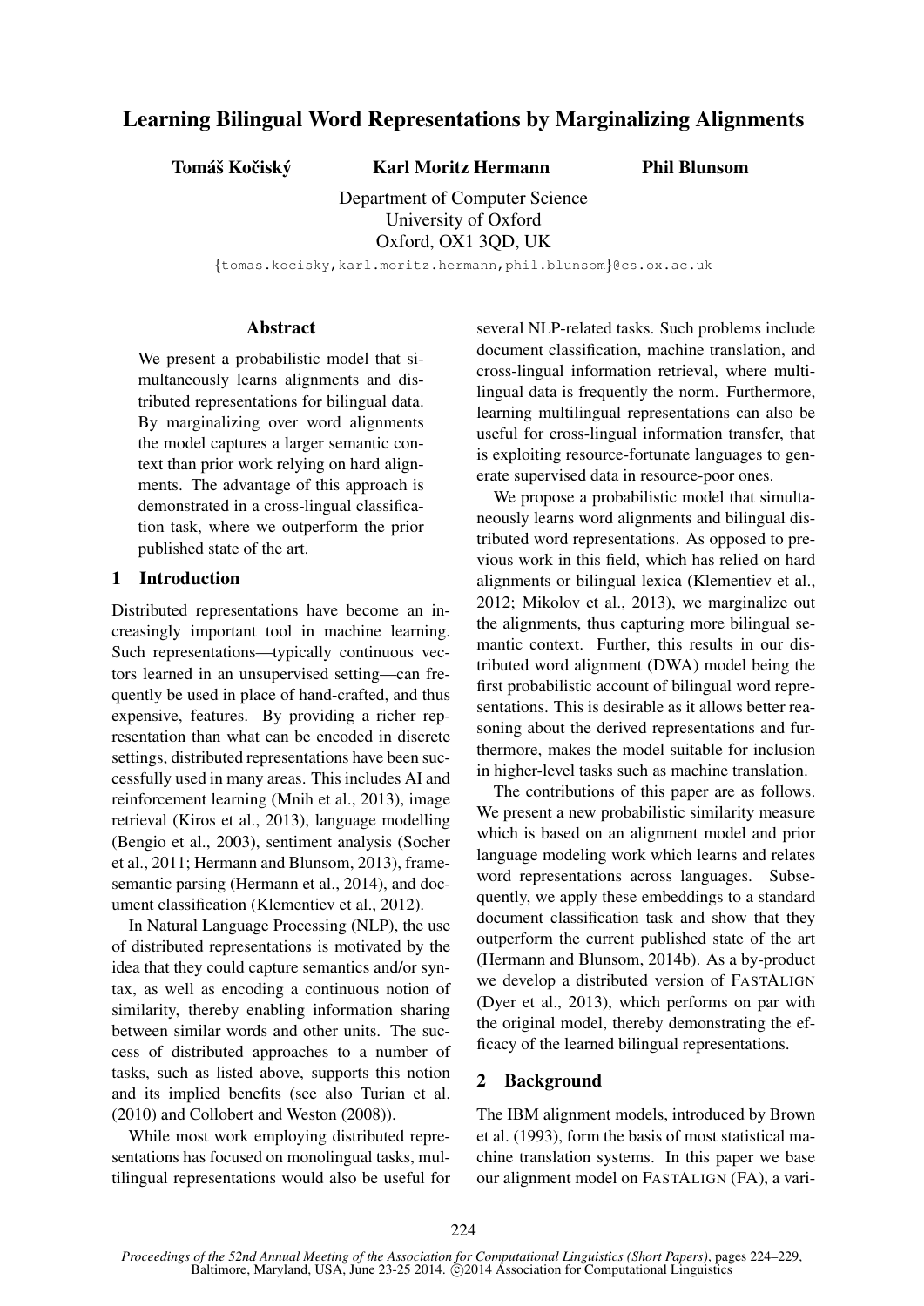# Learning Bilingual Word Representations by Marginalizing Alignments

**Tomáš Kočiský** **Karl Moritz Hermann** **Phil Blunsom**

Department of Computer Science
University of Oxford
Oxford, OX1 3QD, UK

{tomas.kocisky,karl.moritz.hermann,phil.blunsom}@cs.ox.ac.uk

## Abstract

We present a probabilistic model that simultaneously learns alignments and distributed representations for bilingual data. By marginalizing over word alignments the model captures a larger semantic context than prior work relying on hard alignments. The advantage of this approach is demonstrated in a cross-lingual classification task, where we outperform the prior published state of the art.

## 1 Introduction

Distributed representations have become an increasingly important tool in machine learning. Such representations—typically continuous vectors learned in an unsupervised setting—can frequently be used in place of hand-crafted, and thus expensive, features. By providing a richer representation than what can be encoded in discrete settings, distributed representations have been successfully used in many areas. This includes AI and reinforcement learning (Mnih et al., 2013), image retrieval (Kiros et al., 2013), language modelling (Bengio et al., 2003), sentiment analysis (Socher et al., 2011; Hermann and Blunsom, 2013), frame-semantic parsing (Hermann et al., 2014), and document classification (Klementiev et al., 2012).

In Natural Language Processing (NLP), the use of distributed representations is motivated by the idea that they could capture semantics and/or syntax, as well as encoding a continuous notion of similarity, thereby enabling information sharing between similar words and other units. The success of distributed approaches to a number of tasks, such as listed above, supports this notion and its implied benefits (see also Turian et al. (2010) and Collobert and Weston (2008)).

While most work employing distributed representations has focused on monolingual tasks, multilingual representations would also be useful for several NLP-related tasks. Such problems include document classification, machine translation, and cross-lingual information retrieval, where multilingual data is frequently the norm. Furthermore, learning multilingual representations can also be useful for cross-lingual information transfer, that is exploiting resource-fortunate languages to generate supervised data in resource-poor ones.

We propose a probabilistic model that simultaneously learns word alignments and bilingual distributed word representations. As opposed to previous work in this field, which has relied on hard alignments or bilingual lexica (Klementiev et al., 2012; Mikolov et al., 2013), we marginalize out the alignments, thus capturing more bilingual semantic context. Further, this results in our distributed word alignment (DWA) model being the first probabilistic account of bilingual word representations. This is desirable as it allows better reasoning about the derived representations and furthermore, makes the model suitable for inclusion in higher-level tasks such as machine translation.

The contributions of this paper are as follows. We present a new probabilistic similarity measure which is based on an alignment model and prior language modeling work which learns and relates word representations across languages. Subsequently, we apply these embeddings to a standard document classification task and show that they outperform the current published state of the art (Hermann and Blunsom, 2014b). As a by-product we develop a distributed version of FastAlign (Dyer et al., 2013), which performs on par with the original model, thereby demonstrating the efficacy of the learned bilingual representations.

## 2 Background

The IBM alignment models, introduced by Brown et al. (1993), form the basis of most statistical machine translation systems. In this paper we base our alignment model on FastAlign (FA), a vari-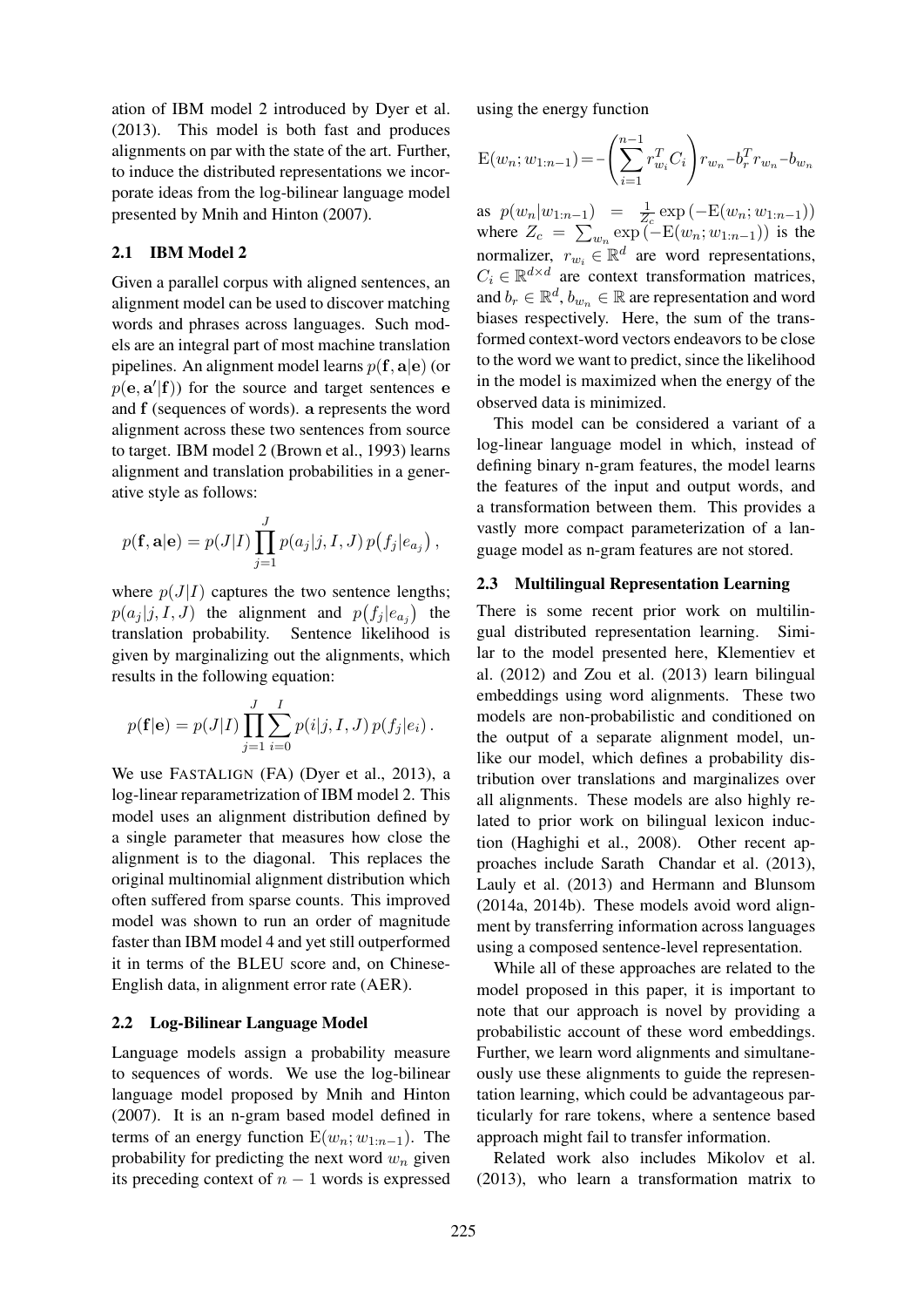ation of IBM model 2 introduced by Dyer et al. (2013). This model is both fast and produces alignments on par with the state of the art. Further, to induce the distributed representations we incorporate ideas from the log-bilinear language model presented by Mnih and Hinton (2007).

## 2.1 IBM Model 2

Given a parallel corpus with aligned sentences, an alignment model can be used to discover matching words and phrases across languages. Such models are an integral part of most machine translation pipelines. An alignment model learns $p(\mathbf{f}, \mathbf{a}|\mathbf{e})$ (or $p(\mathbf{e}, \mathbf{a}'|\mathbf{f})$) for the source and target sentences $\mathbf{e}$ and $\mathbf{f}$ (sequences of words). $\mathbf{a}$ represents the word alignment across these two sentences from source to target. IBM model 2 (Brown et al., 1993) learns alignment and translation probabilities in a generative style as follows:

$$p(\mathbf{f}, \mathbf{a}|\mathbf{e}) = p(J|I) \prod_{j=1}^{J} p(a_j|j, I, J)\, p\big(f_j|e_{a_j}\big)\,,$$

where $p(J|I)$ captures the two sentence lengths; $p(a_j|j, I, J)$ the alignment and $p\big(f_j|e_{a_j}\big)$ the translation probability. Sentence likelihood is given by marginalizing out the alignments, which results in the following equation:

$$p(\mathbf{f}|\mathbf{e}) = p(J|I) \prod_{j=1}^{J} \sum_{i=0}^{I} p(i|j, I, J)\, p(f_j|e_i)\,.$$

We use FASTALIGN (FA) (Dyer et al., 2013), a log-linear reparametrization of IBM model 2. This model uses an alignment distribution defined by a single parameter that measures how close the alignment is to the diagonal. This replaces the original multinomial alignment distribution which often suffered from sparse counts. This improved model was shown to run an order of magnitude faster than IBM model 4 and yet still outperformed it in terms of the BLEU score and, on Chinese-English data, in alignment error rate (AER).

## 2.2 Log-Bilinear Language Model

Language models assign a probability measure to sequences of words. We use the log-bilinear language model proposed by Mnih and Hinton (2007). It is an n-gram based model defined in terms of an energy function $\mathrm{E}(w_n; w_{1:n-1})$. The probability for predicting the next word $w_n$ given its preceding context of $n-1$ words is expressed using the energy function

$$\mathrm{E}(w_n; w_{1:n-1}) = -\left(\sum_{i=1}^{n-1} r_{w_i}^T C_i\right) r_{w_n} - b_r^T r_{w_n} - b_{w_n}$$

as $p(w_n|w_{1:n-1}) = \frac{1}{Z_c} \exp\left(-\mathrm{E}(w_n; w_{1:n-1})\right)$ where $Z_c = \sum_{w_n} \exp\left(-\mathrm{E}(w_n; w_{1:n-1})\right)$ is the normalizer, $r_{w_i} \in \mathbb{R}^d$ are word representations, $C_i \in \mathbb{R}^{d \times d}$ are context transformation matrices, and $b_r \in \mathbb{R}^d$, $b_{w_n} \in \mathbb{R}$ are representation and word biases respectively. Here, the sum of the transformed context-word vectors endeavors to be close to the word we want to predict, since the likelihood in the model is maximized when the energy of the observed data is minimized.

This model can be considered a variant of a log-linear language model in which, instead of defining binary n-gram features, the model learns the features of the input and output words, and a transformation between them. This provides a vastly more compact parameterization of a language model as n-gram features are not stored.

## 2.3 Multilingual Representation Learning

There is some recent prior work on multilingual distributed representation learning. Similar to the model presented here, Klementiev et al. (2012) and Zou et al. (2013) learn bilingual embeddings using word alignments. These two models are non-probabilistic and conditioned on the output of a separate alignment model, unlike our model, which defines a probability distribution over translations and marginalizes over all alignments. These models are also highly related to prior work on bilingual lexicon induction (Haghighi et al., 2008). Other recent approaches include Sarath Chandar et al. (2013), Lauly et al. (2013) and Hermann and Blunsom (2014a, 2014b). These models avoid word alignment by transferring information across languages using a composed sentence-level representation.

While all of these approaches are related to the model proposed in this paper, it is important to note that our approach is novel by providing a probabilistic account of these word embeddings. Further, we learn word alignments and simultaneously use these alignments to guide the representation learning, which could be advantageous particularly for rare tokens, where a sentence based approach might fail to transfer information.

Related work also includes Mikolov et al. (2013), who learn a transformation matrix to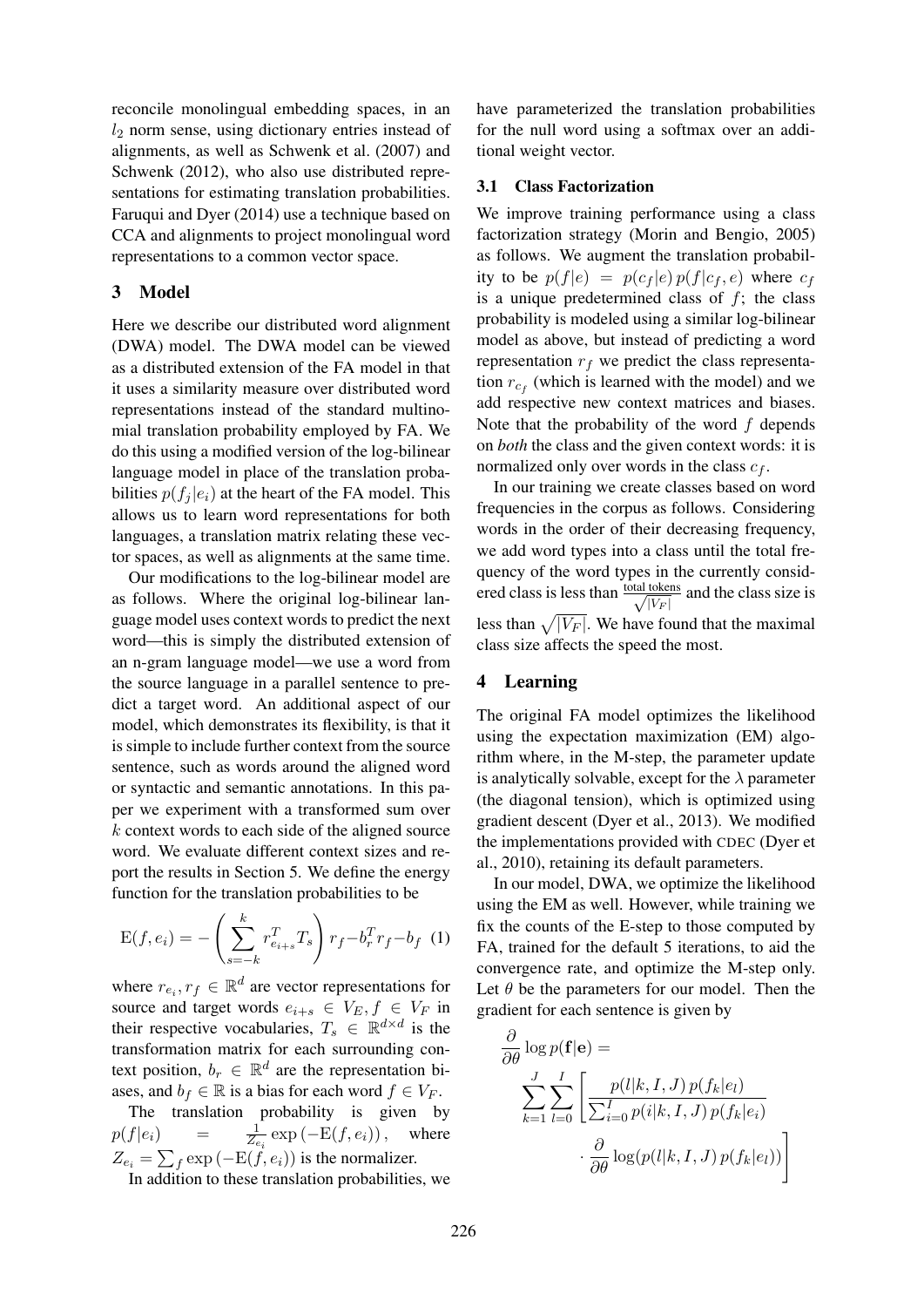reconcile monolingual embedding spaces, in an $l_2$ norm sense, using dictionary entries instead of alignments, as well as Schwenk et al. (2007) and Schwenk (2012), who also use distributed representations for estimating translation probabilities. Faruqui and Dyer (2014) use a technique based on CCA and alignments to project monolingual word representations to a common vector space.

## 3 Model

Here we describe our distributed word alignment (DWA) model. The DWA model can be viewed as a distributed extension of the FA model in that it uses a similarity measure over distributed word representations instead of the standard multinomial translation probability employed by FA. We do this using a modified version of the log-bilinear language model in place of the translation probabilities $p(f_j|e_i)$ at the heart of the FA model. This allows us to learn word representations for both languages, a translation matrix relating these vector spaces, as well as alignments at the same time.

Our modifications to the log-bilinear model are as follows. Where the original log-bilinear language model uses context words to predict the next word—this is simply the distributed extension of an n-gram language model—we use a word from the source language in a parallel sentence to predict a target word. An additional aspect of our model, which demonstrates its flexibility, is that it is simple to include further context from the source sentence, such as words around the aligned word or syntactic and semantic annotations. In this paper we experiment with a transformed sum over $k$ context words to each side of the aligned source word. We evaluate different context sizes and report the results in Section 5. We define the energy function for the translation probabilities to be

$$\mathrm{E}(f, e_i) = -\left(\sum_{s=-k}^{k} r_{e_{i+s}}^T T_s\right) r_f - b_r^T r_f - b_f \quad (1)$$

where $r_{e_i}, r_f \in \mathbb{R}^d$ are vector representations for source and target words $e_{i+s} \in V_E, f \in V_F$ in their respective vocabularies, $T_s \in \mathbb{R}^{d\times d}$ is the transformation matrix for each surrounding context position, $b_r \in \mathbb{R}^d$ are the representation biases, and $b_f \in \mathbb{R}$ is a bias for each word $f \in V_F$.

The translation probability is given by $p(f|e_i) = \frac{1}{Z_{e_i}} \exp\left(-\mathrm{E}(f, e_i)\right)$, where $Z_{e_i} = \sum_f \exp\left(-\mathrm{E}(f, e_i)\right)$ is the normalizer.

In addition to these translation probabilities, we have parameterized the translation probabilities for the null word using a softmax over an additional weight vector.

### 3.1 Class Factorization

We improve training performance using a class factorization strategy (Morin and Bengio, 2005) as follows. We augment the translation probability to be $p(f|e) = p(c_f|e)\, p(f|c_f, e)$ where $c_f$ is a unique predetermined class of $f$; the class probability is modeled using a similar log-bilinear model as above, but instead of predicting a word representation $r_f$ we predict the class representation $r_{c_f}$ (which is learned with the model) and we add respective new context matrices and biases. Note that the probability of the word $f$ depends on *both* the class and the given context words: it is normalized only over words in the class $c_f$.

In our training we create classes based on word frequencies in the corpus as follows. Considering words in the order of their decreasing frequency, we add word types into a class until the total frequency of the word types in the currently considered class is less than $\frac{\text{total tokens}}{\sqrt{|V_F|}}$ and the class size is less than $\sqrt{|V_F|}$. We have found that the maximal class size affects the speed the most.

## 4 Learning

The original FA model optimizes the likelihood using the expectation maximization (EM) algorithm where, in the M-step, the parameter update is analytically solvable, except for the $\lambda$ parameter (the diagonal tension), which is optimized using gradient descent (Dyer et al., 2013). We modified the implementations provided with CDEC (Dyer et al., 2010), retaining its default parameters.

In our model, DWA, we optimize the likelihood using the EM as well. However, while training we fix the counts of the E-step to those computed by FA, trained for the default 5 iterations, to aid the convergence rate, and optimize the M-step only. Let $\theta$ be the parameters for our model. Then the gradient for each sentence is given by

$$\frac{\partial}{\partial\theta} \log p(\mathbf{f}|\mathbf{e}) = \sum_{k=1}^{J} \sum_{l=0}^{I} \left[ \frac{p(l|k, I, J)\, p(f_k|e_l)}{\sum_{i=0}^{I} p(i|k, I, J)\, p(f_k|e_i)} \cdot \frac{\partial}{\partial\theta} \log(p(l|k, I, J)\, p(f_k|e_l)) \right]$$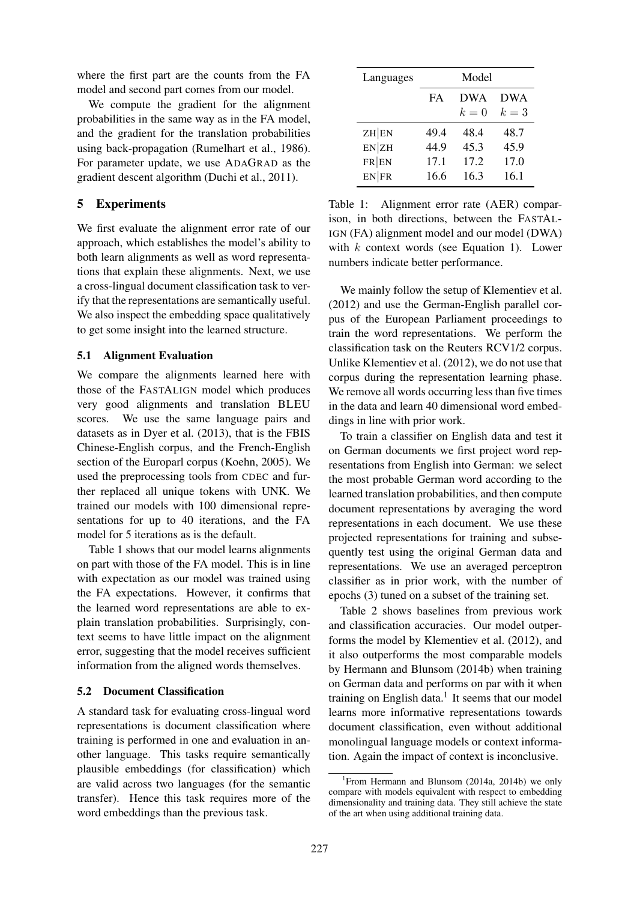where the first part are the counts from the FA model and second part comes from our model.

We compute the gradient for the alignment probabilities in the same way as in the FA model, and the gradient for the translation probabilities using back-propagation (Rumelhart et al., 1986). For parameter update, we use ADAGRAD as the gradient descent algorithm (Duchi et al., 2011).

## 5 Experiments

We first evaluate the alignment error rate of our approach, which establishes the model's ability to both learn alignments as well as word representations that explain these alignments. Next, we use a cross-lingual document classification task to verify that the representations are semantically useful. We also inspect the embedding space qualitatively to get some insight into the learned structure.

### 5.1 Alignment Evaluation

We compare the alignments learned here with those of the FASTALIGN model which produces very good alignments and translation BLEU scores. We use the same language pairs and datasets as in Dyer et al. (2013), that is the FBIS Chinese-English corpus, and the French-English section of the Europarl corpus (Koehn, 2005). We used the preprocessing tools from CDEC and further replaced all unique tokens with UNK. We trained our models with 100 dimensional representations for up to 40 iterations, and the FA model for 5 iterations as is the default.

Table 1 shows that our model learns alignments on part with those of the FA model. This is in line with expectation as our model was trained using the FA expectations. However, it confirms that the learned word representations are able to explain translation probabilities. Surprisingly, context seems to have little impact on the alignment error, suggesting that the model receives sufficient information from the aligned words themselves.

| Languages | Model | | |
|---|---|---|---|
| | FA | DWA $k=0$ | DWA $k=3$ |
| ZH\|EN | 49.4 | 48.4 | 48.7 |
| EN\|ZH | 44.9 | 45.3 | 45.9 |
| FR\|EN | 17.1 | 17.2 | 17.0 |
| EN\|FR | 16.6 | 16.3 | 16.1 |

Table 1: Alignment error rate (AER) comparison, in both directions, between the FASTALIGN (FA) alignment model and our model (DWA) with $k$ context words (see Equation 1). Lower numbers indicate better performance.

### 5.2 Document Classification

A standard task for evaluating cross-lingual word representations is document classification where training is performed in one and evaluation in another language. This tasks require semantically plausible embeddings (for classification) which are valid across two languages (for the semantic transfer). Hence this task requires more of the word embeddings than the previous task.

We mainly follow the setup of Klementiev et al. (2012) and use the German-English parallel corpus of the European Parliament proceedings to train the word representations. We perform the classification task on the Reuters RCV1/2 corpus. Unlike Klementiev et al. (2012), we do not use that corpus during the representation learning phase. We remove all words occurring less than five times in the data and learn 40 dimensional word embeddings in line with prior work.

To train a classifier on English data and test it on German documents we first project word representations from English into German: we select the most probable German word according to the learned translation probabilities, and then compute document representations by averaging the word representations in each document. We use these projected representations for training and subsequently test using the original German data and representations. We use an averaged perceptron classifier as in prior work, with the number of epochs (3) tuned on a subset of the training set.

Table 2 shows baselines from previous work and classification accuracies. Our model outperforms the model by Klementiev et al. (2012), and it also outperforms the most comparable models by Hermann and Blunsom (2014b) when training on German data and performs on par with it when training on English data.[1] It seems that our model learns more informative representations towards document classification, even without additional monolingual language models or context information. Again the impact of context is inconclusive.

[1] From Hermann and Blunsom (2014a, 2014b) we only compare with models equivalent with respect to embedding dimensionality and training data. They still achieve the state of the art when using additional training data.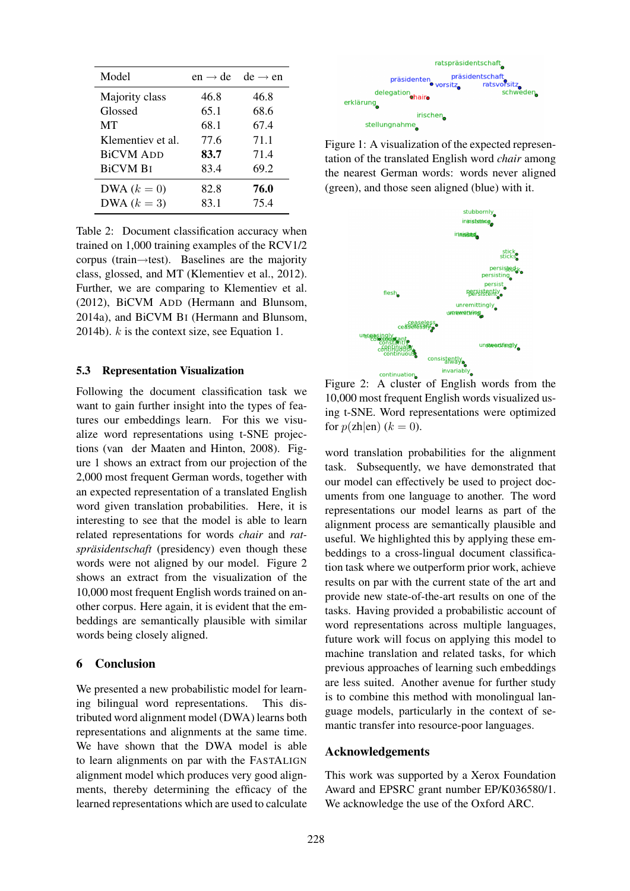| Model | en → de | de → en |
|---|---|---|
| Majority class | 46.8 | 46.8 |
| Glossed | 65.1 | 68.6 |
| MT | 68.1 | 67.4 |
| Klementiev et al. | 77.6 | 71.1 |
| BiCVM ADD | **83.7** | 71.4 |
| BiCVM BI | 83.4 | 69.2 |
| DWA ($k = 0$) | 82.8 | **76.0** |
| DWA ($k = 3$) | 83.1 | 75.4 |

Table 2: Document classification accuracy when trained on 1,000 training examples of the RCV1/2 corpus (train→test). Baselines are the majority class, glossed, and MT (Klementiev et al., 2012). Further, we are comparing to Klementiev et al. (2012), BiCVM ADD (Hermann and Blunsom, 2014a), and BiCVM BI (Hermann and Blunsom, 2014b). $k$ is the context size, see Equation 1.

## 5.3 Representation Visualization

Following the document classification task we want to gain further insight into the types of features our embeddings learn. For this we visualize word representations using t-SNE projections (van der Maaten and Hinton, 2008). Figure 1 shows an extract from our projection of the 2,000 most frequent German words, together with an expected representation of a translated English word given translation probabilities. Here, it is interesting to see that the model is able to learn related representations for words *chair* and *ratspräsidentschaft* (presidency) even though these words were not aligned by our model. Figure 2 shows an extract from the visualization of the 10,000 most frequent English words trained on another corpus. Here again, it is evident that the embeddings are semantically plausible with similar words being closely aligned.

# 6 Conclusion

We presented a new probabilistic model for learning bilingual word representations. This distributed word alignment model (DWA) learns both representations and alignments at the same time. We have shown that the DWA model is able to learn alignments on par with the FASTALIGN alignment model which produces very good alignments, thereby determining the efficacy of the learned representations which are used to calculate word translation probabilities for the alignment task. Subsequently, we have demonstrated that our model can effectively be used to project documents from one language to another. The word representations our model learns as part of the alignment process are semantically plausible and useful. We highlighted this by applying these embeddings to a cross-lingual document classification task where we outperform prior work, achieve results on par with the current state of the art and provide new state-of-the-art results on one of the tasks. Having provided a probabilistic account of word representations across multiple languages, future work will focus on applying this model to machine translation and related tasks, for which previous approaches of learning such embeddings are less suited. Another avenue for further study is to combine this method with monolingual language models, particularly in the context of semantic transfer into resource-poor languages.

Figure 1: A visualization of the expected representation of the translated English word *chair* among the nearest German words: words never aligned (green), and those seen aligned (blue) with it.

Figure 2: A cluster of English words from the 10,000 most frequent English words visualized using t-SNE. Word representations were optimized for $p(\text{zh}|\text{en})$ ($k = 0$).

## Acknowledgements

This work was supported by a Xerox Foundation Award and EPSRC grant number EP/K036580/1. We acknowledge the use of the Oxford ARC.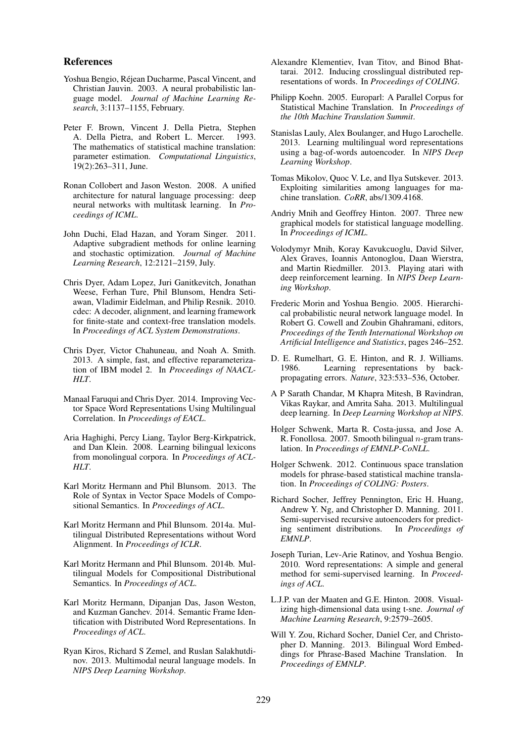## References

Yoshua Bengio, Réjean Ducharme, Pascal Vincent, and Christian Jauvin. 2003. A neural probabilistic language model. *Journal of Machine Learning Research*, 3:1137–1155, February.

Peter F. Brown, Vincent J. Della Pietra, Stephen A. Della Pietra, and Robert L. Mercer. 1993. The mathematics of statistical machine translation: parameter estimation. *Computational Linguistics*, 19(2):263–311, June.

Ronan Collobert and Jason Weston. 2008. A unified architecture for natural language processing: deep neural networks with multitask learning. In *Proceedings of ICML*.

John Duchi, Elad Hazan, and Yoram Singer. 2011. Adaptive subgradient methods for online learning and stochastic optimization. *Journal of Machine Learning Research*, 12:2121–2159, July.

Chris Dyer, Adam Lopez, Juri Ganitkevitch, Jonathan Weese, Ferhan Ture, Phil Blunsom, Hendra Setiawan, Vladimir Eidelman, and Philip Resnik. 2010. cdec: A decoder, alignment, and learning framework for finite-state and context-free translation models. In *Proceedings of ACL System Demonstrations*.

Chris Dyer, Victor Chahuneau, and Noah A. Smith. 2013. A simple, fast, and effective reparameterization of IBM model 2. In *Proceedings of NAACL-HLT*.

Manaal Faruqui and Chris Dyer. 2014. Improving Vector Space Word Representations Using Multilingual Correlation. In *Proceedings of EACL*.

Aria Haghighi, Percy Liang, Taylor Berg-Kirkpatrick, and Dan Klein. 2008. Learning bilingual lexicons from monolingual corpora. In *Proceedings of ACL-HLT*.

Karl Moritz Hermann and Phil Blunsom. 2013. The Role of Syntax in Vector Space Models of Compositional Semantics. In *Proceedings of ACL*.

Karl Moritz Hermann and Phil Blunsom. 2014a. Multilingual Distributed Representations without Word Alignment. In *Proceedings of ICLR*.

Karl Moritz Hermann and Phil Blunsom. 2014b. Multilingual Models for Compositional Distributional Semantics. In *Proceedings of ACL*.

Karl Moritz Hermann, Dipanjan Das, Jason Weston, and Kuzman Ganchev. 2014. Semantic Frame Identification with Distributed Word Representations. In *Proceedings of ACL*.

Ryan Kiros, Richard S Zemel, and Ruslan Salakhutdinov. 2013. Multimodal neural language models. In *NIPS Deep Learning Workshop*.

Alexandre Klementiev, Ivan Titov, and Binod Bhattarai. 2012. Inducing crosslingual distributed representations of words. In *Proceedings of COLING*.

Philipp Koehn. 2005. Europarl: A Parallel Corpus for Statistical Machine Translation. In *Proceedings of the 10th Machine Translation Summit*.

Stanislas Lauly, Alex Boulanger, and Hugo Larochelle. 2013. Learning multilingual word representations using a bag-of-words autoencoder. In *NIPS Deep Learning Workshop*.

Tomas Mikolov, Quoc V. Le, and Ilya Sutskever. 2013. Exploiting similarities among languages for machine translation. *CoRR*, abs/1309.4168.

Andriy Mnih and Geoffrey Hinton. 2007. Three new graphical models for statistical language modelling. In *Proceedings of ICML*.

Volodymyr Mnih, Koray Kavukcuoglu, David Silver, Alex Graves, Ioannis Antonoglou, Daan Wierstra, and Martin Riedmiller. 2013. Playing atari with deep reinforcement learning. In *NIPS Deep Learning Workshop*.

Frederic Morin and Yoshua Bengio. 2005. Hierarchical probabilistic neural network language model. In Robert G. Cowell and Zoubin Ghahramani, editors, *Proceedings of the Tenth International Workshop on Artificial Intelligence and Statistics*, pages 246–252.

D. E. Rumelhart, G. E. Hinton, and R. J. Williams. 1986. Learning representations by back-propagating errors. *Nature*, 323:533–536, October.

A P Sarath Chandar, M Khapra Mitesh, B Ravindran, Vikas Raykar, and Amrita Saha. 2013. Multilingual deep learning. In *Deep Learning Workshop at NIPS*.

Holger Schwenk, Marta R. Costa-jussa, and Jose A. R. Fonollosa. 2007. Smooth bilingual $n$-gram translation. In *Proceedings of EMNLP-CoNLL*.

Holger Schwenk. 2012. Continuous space translation models for phrase-based statistical machine translation. In *Proceedings of COLING: Posters*.

Richard Socher, Jeffrey Pennington, Eric H. Huang, Andrew Y. Ng, and Christopher D. Manning. 2011. Semi-supervised recursive autoencoders for predicting sentiment distributions. In *Proceedings of EMNLP*.

Joseph Turian, Lev-Arie Ratinov, and Yoshua Bengio. 2010. Word representations: A simple and general method for semi-supervised learning. In *Proceedings of ACL*.

L.J.P. van der Maaten and G.E. Hinton. 2008. Visualizing high-dimensional data using t-sne. *Journal of Machine Learning Research*, 9:2579–2605.

Will Y. Zou, Richard Socher, Daniel Cer, and Christopher D. Manning. 2013. Bilingual Word Embeddings for Phrase-Based Machine Translation. In *Proceedings of EMNLP*.